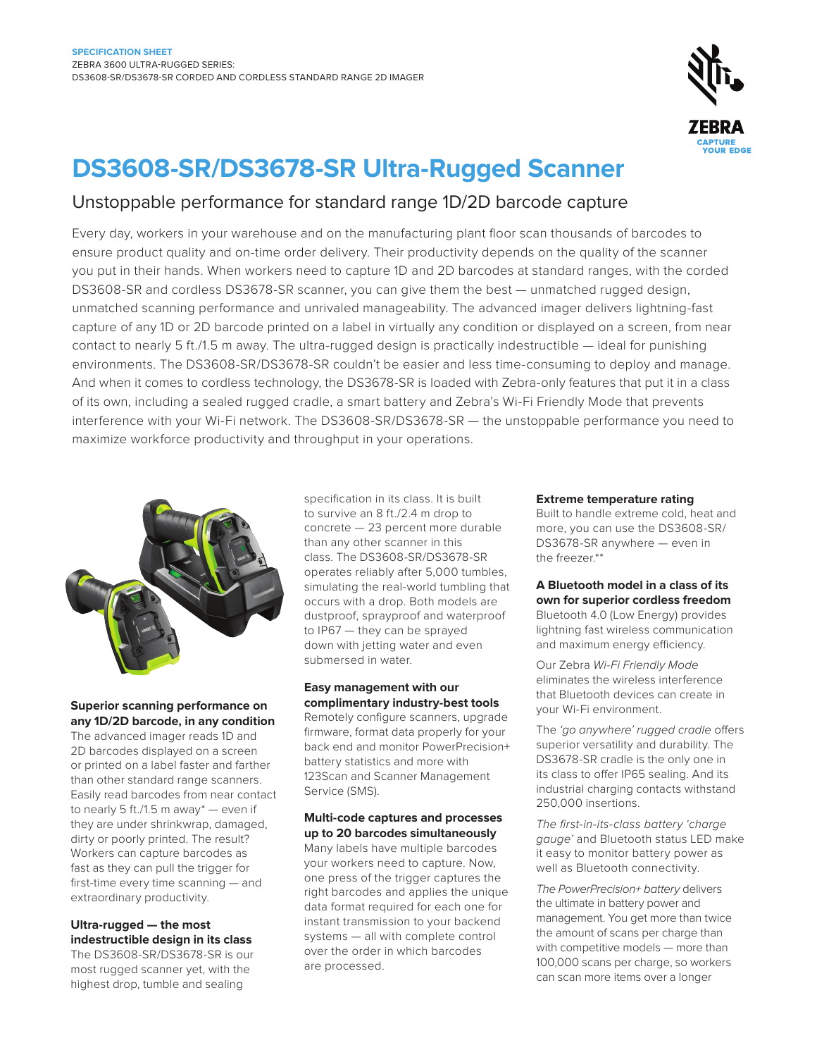SPECIFICATION SHEET
ZEBRA 3600 ULTRA-RUGGED SERIES:
DS3608-SR/DS3678-SR CORDED AND CORDLESS STANDARD RANGE 2D IMAGER

# DS3608-SR/DS3678-SR Ultra-Rugged Scanner

## Unstoppable performance for standard range 1D/2D barcode capture

Every day, workers in your warehouse and on the manufacturing plant floor scan thousands of barcodes to ensure product quality and on-time order delivery. Their productivity depends on the quality of the scanner you put in their hands. When workers need to capture 1D and 2D barcodes at standard ranges, with the corded DS3608-SR and cordless DS3678-SR scanner, you can give them the best — unmatched rugged design, unmatched scanning performance and unrivaled manageability. The advanced imager delivers lightning-fast capture of any 1D or 2D barcode printed on a label in virtually any condition or displayed on a screen, from near contact to nearly 5 ft./1.5 m away. The ultra-rugged design is practically indestructible — ideal for punishing environments. The DS3608-SR/DS3678-SR couldn't be easier and less time-consuming to deploy and manage. And when it comes to cordless technology, the DS3678-SR is loaded with Zebra-only features that put it in a class of its own, including a sealed rugged cradle, a smart battery and Zebra's Wi-Fi Friendly Mode that prevents interference with your Wi-Fi network. The DS3608-SR/DS3678-SR — the unstoppable performance you need to maximize workforce productivity and throughput in your operations.

### Superior scanning performance on any 1D/2D barcode, in any condition

The advanced imager reads 1D and 2D barcodes displayed on a screen or printed on a label faster and farther than other standard range scanners. Easily read barcodes from near contact to nearly 5 ft./1.5 m away* — even if they are under shrinkwrap, damaged, dirty or poorly printed. The result? Workers can capture barcodes as fast as they can pull the trigger for first-time every time scanning — and extraordinary productivity.

### Ultra-rugged — the most indestructible design in its class

The DS3608-SR/DS3678-SR is our most rugged scanner yet, with the highest drop, tumble and sealing specification in its class. It is built to survive an 8 ft./2.4 m drop to concrete — 23 percent more durable than any other scanner in this class. The DS3608-SR/DS3678-SR operates reliably after 5,000 tumbles, simulating the real-world tumbling that occurs with a drop. Both models are dustproof, sprayproof and waterproof to IP67 — they can be sprayed down with jetting water and even submersed in water.

### Easy management with our complimentary industry-best tools

Remotely configure scanners, upgrade firmware, format data properly for your back end and monitor PowerPrecision+ battery statistics and more with 123Scan and Scanner Management Service (SMS).

### Multi-code captures and processes up to 20 barcodes simultaneously

Many labels have multiple barcodes your workers need to capture. Now, one press of the trigger captures the right barcodes and applies the unique data format required for each one for instant transmission to your backend systems — all with complete control over the order in which barcodes are processed.

### Extreme temperature rating

Built to handle extreme cold, heat and more, you can use the DS3608-SR/DS3678-SR anywhere — even in the freezer.**

### A Bluetooth model in a class of its own for superior cordless freedom

Bluetooth 4.0 (Low Energy) provides lightning fast wireless communication and maximum energy efficiency.

Our Zebra *Wi-Fi Friendly Mode* eliminates the wireless interference that Bluetooth devices can create in your Wi-Fi environment.

The *'go anywhere' rugged cradle* offers superior versatility and durability. The DS3678-SR cradle is the only one in its class to offer IP65 sealing. And its industrial charging contacts withstand 250,000 insertions.

*The first-in-its-class battery 'charge gauge'* and Bluetooth status LED make it easy to monitor battery power as well as Bluetooth connectivity.

*The PowerPrecision+ battery* delivers the ultimate in battery power and management. You get more than twice the amount of scans per charge than with competitive models — more than 100,000 scans per charge, so workers can scan more items over a longer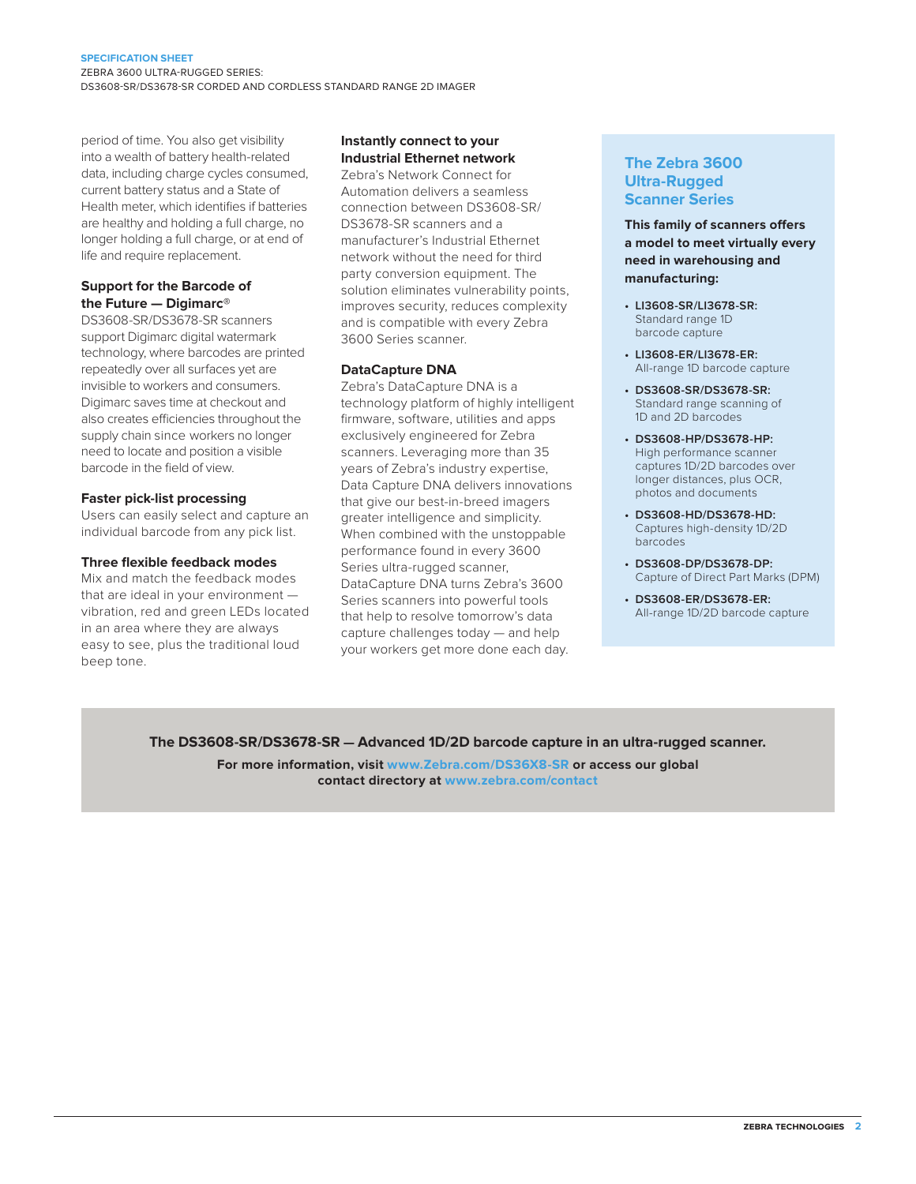period of time. You also get visibility into a wealth of battery health-related data, including charge cycles consumed, current battery status and a State of Health meter, which identifies if batteries are healthy and holding a full charge, no longer holding a full charge, or at end of life and require replacement.

### Support for the Barcode of the Future — Digimarc®

DS3608-SR/DS3678-SR scanners support Digimarc digital watermark technology, where barcodes are printed repeatedly over all surfaces yet are invisible to workers and consumers. Digimarc saves time at checkout and also creates efficiencies throughout the supply chain since workers no longer need to locate and position a visible barcode in the field of view.

### Faster pick-list processing

Users can easily select and capture an individual barcode from any pick list.

### Three flexible feedback modes

Mix and match the feedback modes that are ideal in your environment — vibration, red and green LEDs located in an area where they are always easy to see, plus the traditional loud beep tone.

### Instantly connect to your Industrial Ethernet network

Zebra's Network Connect for Automation delivers a seamless connection between DS3608-SR/DS3678-SR scanners and a manufacturer's Industrial Ethernet network without the need for third party conversion equipment. The solution eliminates vulnerability points, improves security, reduces complexity and is compatible with every Zebra 3600 Series scanner.

### DataCapture DNA

Zebra's DataCapture DNA is a technology platform of highly intelligent firmware, software, utilities and apps exclusively engineered for Zebra scanners. Leveraging more than 35 years of Zebra's industry expertise, Data Capture DNA delivers innovations that give our best-in-breed imagers greater intelligence and simplicity. When combined with the unstoppable performance found in every 3600 Series ultra-rugged scanner, DataCapture DNA turns Zebra's 3600 Series scanners into powerful tools that help to resolve tomorrow's data capture challenges today — and help your workers get more done each day.

## The Zebra 3600 Ultra-Rugged Scanner Series

**This family of scanners offers a model to meet virtually every need in warehousing and manufacturing:**

- **LI3608-SR/LI3678-SR:** Standard range 1D barcode capture
- **LI3608-ER/LI3678-ER:** All-range 1D barcode capture
- **DS3608-SR/DS3678-SR:** Standard range scanning of 1D and 2D barcodes
- **DS3608-HP/DS3678-HP:** High performance scanner captures 1D/2D barcodes over longer distances, plus OCR, photos and documents
- **DS3608-HD/DS3678-HD:** Captures high-density 1D/2D barcodes
- **DS3608-DP/DS3678-DP:** Capture of Direct Part Marks (DPM)
- **DS3608-ER/DS3678-ER:** All-range 1D/2D barcode capture

**The DS3608-SR/DS3678-SR — Advanced 1D/2D barcode capture in an ultra-rugged scanner.**

**For more information, visit www.Zebra.com/DS36X8-SR or access our global contact directory at www.zebra.com/contact**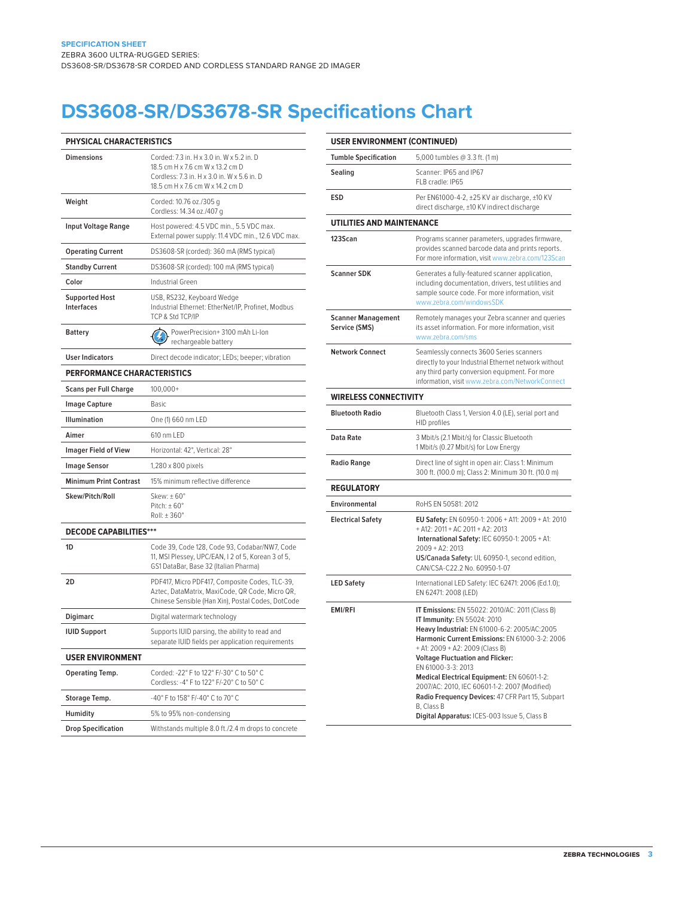SPECIFICATION SHEET

ZEBRA 3600 ULTRA-RUGGED SERIES:
DS3608-SR/DS3678-SR CORDED AND CORDLESS STANDARD RANGE 2D IMAGER

# DS3608-SR/DS3678-SR Specifications Chart

| PHYSICAL CHARACTERISTICS | |
|---|---|
| Dimensions | Corded: 7.3 in. H x 3.0 in. W x 5.2 in. D<br>18.5 cm H x 7.6 cm W x 13.2 cm D<br>Cordless: 7.3 in. H x 3.0 in. W x 5.6 in. D<br>18.5 cm H x 7.6 cm W x 14.2 cm D |
| Weight | Corded: 10.76 oz./305 g<br>Cordless: 14.34 oz./407 g |
| Input Voltage Range | Host powered: 4.5 VDC min., 5.5 VDC max.<br>External power supply: 11.4 VDC min., 12.6 VDC max. |
| Operating Current | DS3608-SR (corded): 360 mA (RMS typical) |
| Standby Current | DS3608-SR (corded): 100 mA (RMS typical) |
| Color | Industrial Green |
| Supported Host Interfaces | USB, RS232, Keyboard Wedge<br>Industrial Ethernet: EtherNet/IP, Profinet, Modbus TCP & Std TCP/IP |
| Battery | PowerPrecision+ 3100 mAh Li-Ion rechargeable battery |
| User Indicators | Direct decode indicator; LEDs; beeper; vibration |

| PERFORMANCE CHARACTERISTICS | |
|---|---|
| Scans per Full Charge | 100,000+ |
| Image Capture | Basic |
| Illumination | One (1) 660 nm LED |
| Aimer | 610 nm LED |
| Imager Field of View | Horizontal: 42°, Vertical: 28° |
| Image Sensor | 1,280 x 800 pixels |
| Minimum Print Contrast | 15% minimum reflective difference |
| Skew/Pitch/Roll | Skew: ± 60°<br>Pitch: ± 60°<br>Roll: ± 360° |

| DECODE CAPABILITIES*** | |
|---|---|
| 1D | Code 39, Code 128, Code 93, Codabar/NW7, Code 11, MSI Plessey, UPC/EAN, I 2 of 5, Korean 3 of 5, GS1 DataBar, Base 32 (Italian Pharma) |
| 2D | PDF417, Micro PDF417, Composite Codes, TLC-39, Aztec, DataMatrix, MaxiCode, QR Code, Micro QR, Chinese Sensible (Han Xin), Postal Codes, DotCode |
| Digimarc | Digital watermark technology |
| IUID Support | Supports IUID parsing, the ability to read and separate IUID fields per application requirements |

| USER ENVIRONMENT | |
|---|---|
| Operating Temp. | Corded: -22° F to 122° F/-30° C to 50° C<br>Cordless: -4° F to 122° F/-20° C to 50° C |
| Storage Temp. | -40° F to 158° F/-40° C to 70° C |
| Humidity | 5% to 95% non-condensing |
| Drop Specification | Withstands multiple 8.0 ft./2.4 m drops to concrete |

| USER ENVIRONMENT (CONTINUED) | |
|---|---|
| Tumble Specification | 5,000 tumbles @ 3.3 ft. (1 m) |
| Sealing | Scanner: IP65 and IP67<br>FLB cradle: IP65 |
| ESD | Per EN61000-4-2, ±25 KV air discharge, ±10 KV direct discharge, ±10 KV indirect discharge |

| UTILITIES AND MAINTENANCE | |
|---|---|
| 123Scan | Programs scanner parameters, upgrades firmware, provides scanned barcode data and prints reports. For more information, visit www.zebra.com/123Scan |
| Scanner SDK | Generates a fully-featured scanner application, including documentation, drivers, test utilities and sample source code. For more information, visit www.zebra.com/windowsSDK |
| Scanner Management Service (SMS) | Remotely manages your Zebra scanner and queries its asset information. For more information, visit www.zebra.com/sms |
| Network Connect | Seamlessly connects 3600 Series scanners directly to your Industrial Ethernet network without any third party conversion equipment. For more information, visit www.zebra.com/NetworkConnect |

| WIRELESS CONNECTIVITY | |
|---|---|
| Bluetooth Radio | Bluetooth Class 1, Version 4.0 (LE), serial port and HID profiles |
| Data Rate | 3 Mbit/s (2.1 Mbit/s) for Classic Bluetooth<br>1 Mbit/s (0.27 Mbit/s) for Low Energy |
| Radio Range | Direct line of sight in open air: Class 1: Minimum 300 ft. (100.0 m); Class 2: Minimum 30 ft. (10.0 m) |

| REGULATORY | |
|---|---|
| Environmental | RoHS EN 50581: 2012 |
| Electrical Safety | **EU Safety:** EN 60950-1: 2006 + A11: 2009 + A1: 2010 + A12: 2011 + AC 2011 + A2: 2013<br>**International Safety:** IEC 60950-1: 2005 + A1: 2009 + A2: 2013<br>**US/Canada Safety:** UL 60950-1, second edition, CAN/CSA-C22.2 No. 60950-1-07 |
| LED Safety | International LED Safety: IEC 62471: 2006 (Ed.1.0); EN 62471: 2008 (LED) |
| EMI/RFI | **IT Emissions:** EN 55022: 2010/AC: 2011 (Class B)<br>**IT Immunity:** EN 55024: 2010<br>**Heavy Industrial:** EN 61000-6-2: 2005/AC:2005<br>**Harmonic Current Emissions:** EN 61000-3-2: 2006 + A1: 2009 + A2: 2009 (Class B)<br>**Voltage Fluctuation and Flicker:** EN 61000-3-3: 2013<br>**Medical Electrical Equipment:** EN 60601-1-2: 2007/AC: 2010, IEC 60601-1-2: 2007 (Modified)<br>**Radio Frequency Devices:** 47 CFR Part 15, Subpart B, Class B<br>**Digital Apparatus:** ICES-003 Issue 5, Class B |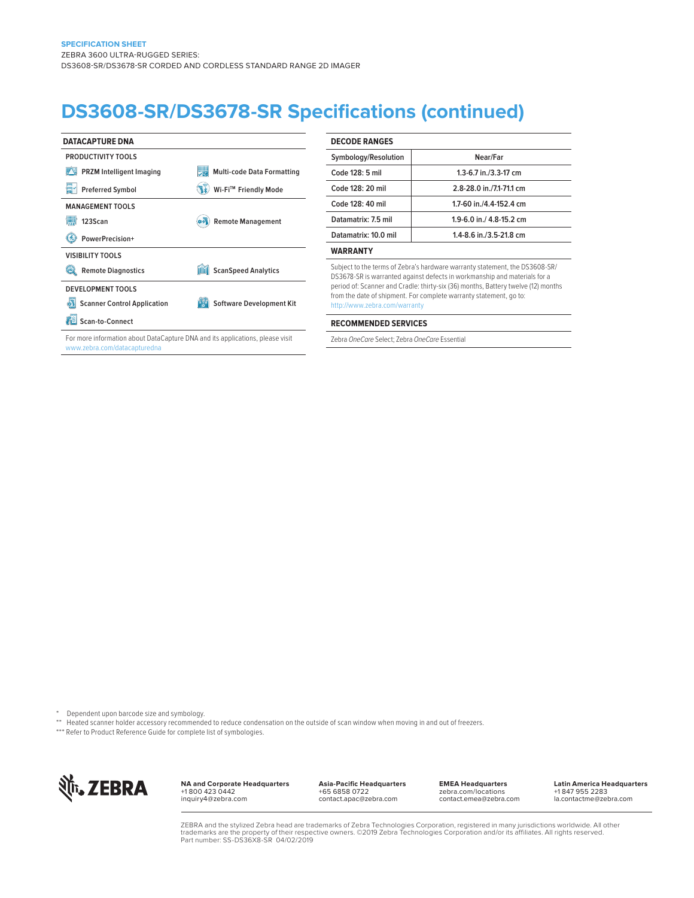# DS3608-SR/DS3678-SR Specifications (continued)

## DATACAPTURE DNA

**PRODUCTIVITY TOOLS**

| | |
|---|---|
| PRZM Intelligent Imaging | Multi-code Data Formatting |
| Preferred Symbol | Wi-Fi™ Friendly Mode |

**MANAGEMENT TOOLS**

| | |
|---|---|
| 123Scan | Remote Management |
| PowerPrecision+ | |

**VISIBILITY TOOLS**

| | |
|---|---|
| Remote Diagnostics | ScanSpeed Analytics |

**DEVELOPMENT TOOLS**

| | |
|---|---|
| Scanner Control Application | Software Development Kit |
| Scan-to-Connect | |

For more information about DataCapture DNA and its applications, please visit www.zebra.com/datacapturedna

## DECODE RANGES

| Symbology/Resolution | Near/Far |
|---|---|
| Code 128: 5 mil | 1.3-6.7 in./3.3-17 cm |
| Code 128: 20 mil | 2.8-28.0 in./7.1-71.1 cm |
| Code 128: 40 mil | 1.7-60 in./4.4-152.4 cm |
| Datamatrix: 7.5 mil | 1.9-6.0 in./ 4.8-15.2 cm |
| Datamatrix: 10.0 mil | 1.4-8.6 in./3.5-21.8 cm |

## WARRANTY

Subject to the terms of Zebra's hardware warranty statement, the DS3608-SR/DS3678-SR is warranted against defects in workmanship and materials for a period of: Scanner and Cradle: thirty-six (36) months, Battery twelve (12) months from the date of shipment. For complete warranty statement, go to: http://www.zebra.com/warranty

## RECOMMENDED SERVICES

Zebra *OneCare* Select; Zebra *OneCare* Essential

\* Dependent upon barcode size and symbology.

\*\* Heated scanner holder accessory recommended to reduce condensation on the outside of scan window when moving in and out of freezers.

\*\*\* Refer to Product Reference Guide for complete list of symbologies.

**NA and Corporate Headquarters**
+1 800 423 0442
inquiry4@zebra.com

**Asia-Pacific Headquarters**
+65 6858 0722
contact.apac@zebra.com

**EMEA Headquarters**
zebra.com/locations
contact.emea@zebra.com

**Latin America Headquarters**
+1 847 955 2283
la.contactme@zebra.com

ZEBRA and the stylized Zebra head are trademarks of Zebra Technologies Corporation, registered in many jurisdictions worldwide. All other trademarks are the property of their respective owners. ©2019 Zebra Technologies Corporation and/or its affiliates. All rights reserved.
Part number: SS-DS36X8-SR 04/02/2019